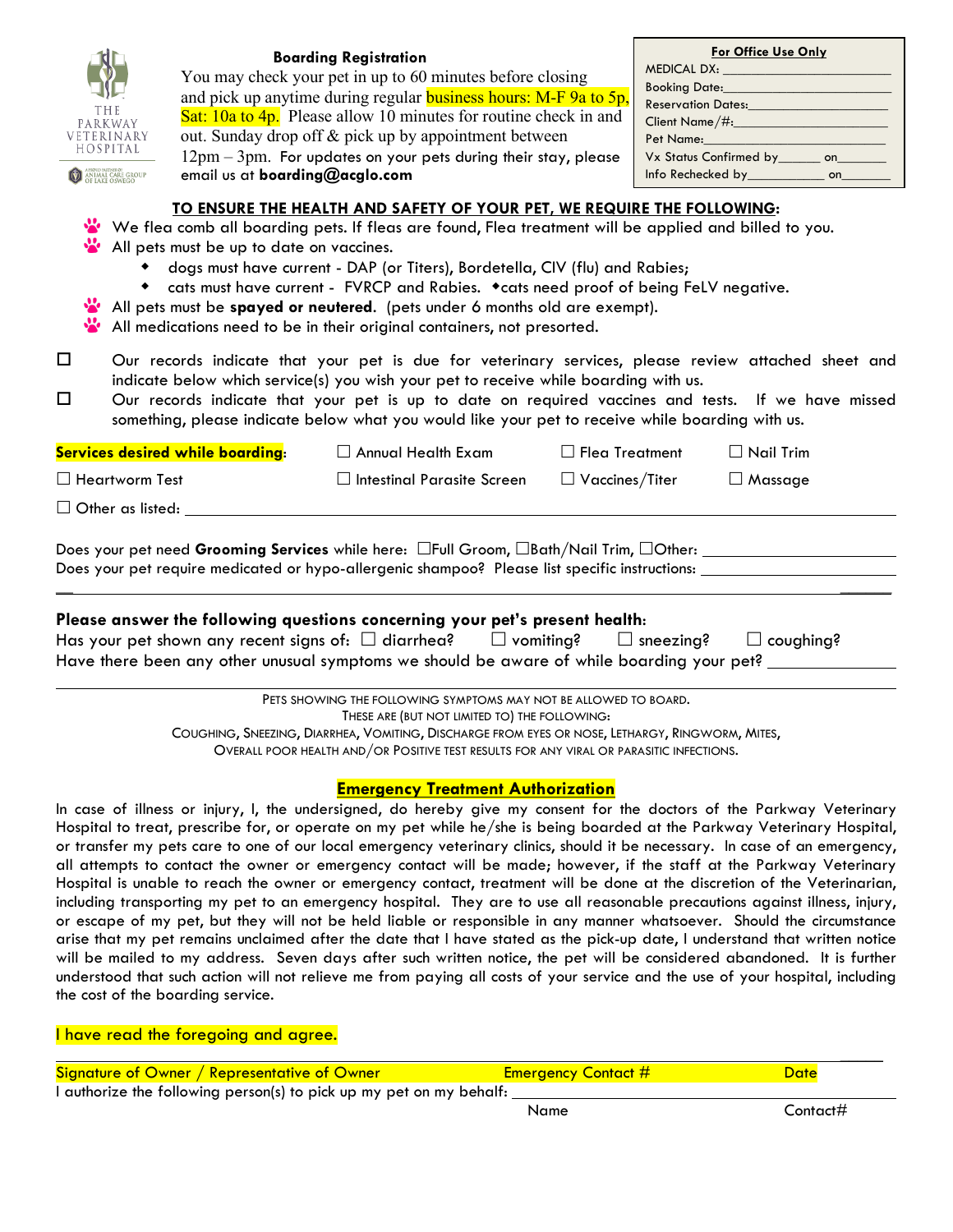THE PARKWAY VETERINARY HOSPITAL

A PROUD PARTNER OF ANIMAL CARE GROUP OF LAKE OSWEGO

## Boarding Registration

You may check your pet in up to 60 minutes before closing and pick up anytime during regular business hours: M-F 9a to 5p, Sat: 10a to 4p. Please allow 10 minutes for routine check in and out. Sunday drop off & pick up by appointment between 12pm – 3pm. For updates on your pets during their stay, please email us at **boarding@acglo.com**

**For Office Use Only**

MEDICAL DX: ______________________

Booking Date: ______________________

Reservation Dates: ______________________

Client Name/#: ______________________

Pet Name: ______________________

Vx Status Confirmed by______ on_______

Info Rechecked by__________ on_______

**TO ENSURE THE HEALTH AND SAFETY OF YOUR PET, WE REQUIRE THE FOLLOWING:**

- We flea comb all boarding pets. If fleas are found, Flea treatment will be applied and billed to you.
- All pets must be up to date on vaccines.
  - dogs must have current - DAP (or Titers), Bordetella, CIV (flu) and Rabies;
  - cats must have current - FVRCP and Rabies. ◆cats need proof of being FeLV negative.
- All pets must be **spayed or neutered**. (pets under 6 months old are exempt).
- All medications need to be in their original containers, not presorted.

☐ Our records indicate that your pet is due for veterinary services, please review attached sheet and indicate below which service(s) you wish your pet to receive while boarding with us.

☐ Our records indicate that your pet is up to date on required vaccines and tests. If we have missed something, please indicate below what you would like your pet to receive while boarding with us.

**Services desired while boarding:** ☐ Annual Health Exam ☐ Flea Treatment ☐ Nail Trim

☐ Heartworm Test ☐ Intestinal Parasite Screen ☐ Vaccines/Titer ☐ Massage

☐ Other as listed: ______________________________________________

Does your pet need **Grooming Services** while here: ☐Full Groom, ☐Bath/Nail Trim, ☐Other: ______________

Does your pet require medicated or hypo-allergenic shampoo? Please list specific instructions: ______________

______________________________________________

**Please answer the following questions concerning your pet's present health:**

Has your pet shown any recent signs of: ☐ diarrhea? ☐ vomiting? ☐ sneezing? ☐ coughing?

Have there been any other unusual symptoms we should be aware of while boarding your pet? ______________

______________________________________________

PETS SHOWING THE FOLLOWING SYMPTOMS MAY NOT BE ALLOWED TO BOARD.
THESE ARE (BUT NOT LIMITED TO) THE FOLLOWING:
COUGHING, SNEEZING, DIARRHEA, VOMITING, DISCHARGE FROM EYES OR NOSE, LETHARGY, RINGWORM, MITES,
OVERALL POOR HEALTH AND/OR POSITIVE TEST RESULTS FOR ANY VIRAL OR PARASITIC INFECTIONS.

## Emergency Treatment Authorization

In case of illness or injury, I, the undersigned, do hereby give my consent for the doctors of the Parkway Veterinary Hospital to treat, prescribe for, or operate on my pet while he/she is being boarded at the Parkway Veterinary Hospital, or transfer my pets care to one of our local emergency veterinary clinics, should it be necessary. In case of an emergency, all attempts to contact the owner or emergency contact will be made; however, if the staff at the Parkway Veterinary Hospital is unable to reach the owner or emergency contact, treatment will be done at the discretion of the Veterinarian, including transporting my pet to an emergency hospital. They are to use all reasonable precautions against illness, injury, or escape of my pet, but they will not be held liable or responsible in any manner whatsoever. Should the circumstance arise that my pet remains unclaimed after the date that I have stated as the pick-up date, I understand that written notice will be mailed to my address. Seven days after such written notice, the pet will be considered abandoned. It is further understood that such action will not relieve me from paying all costs of your service and the use of your hospital, including the cost of the boarding service.

I have read the foregoing and agree.

______________________________________________

Signature of Owner / Representative of Owner          Emergency Contact #          Date

I authorize the following person(s) to pick up my pet on my behalf: ______________________________

Name          Contact#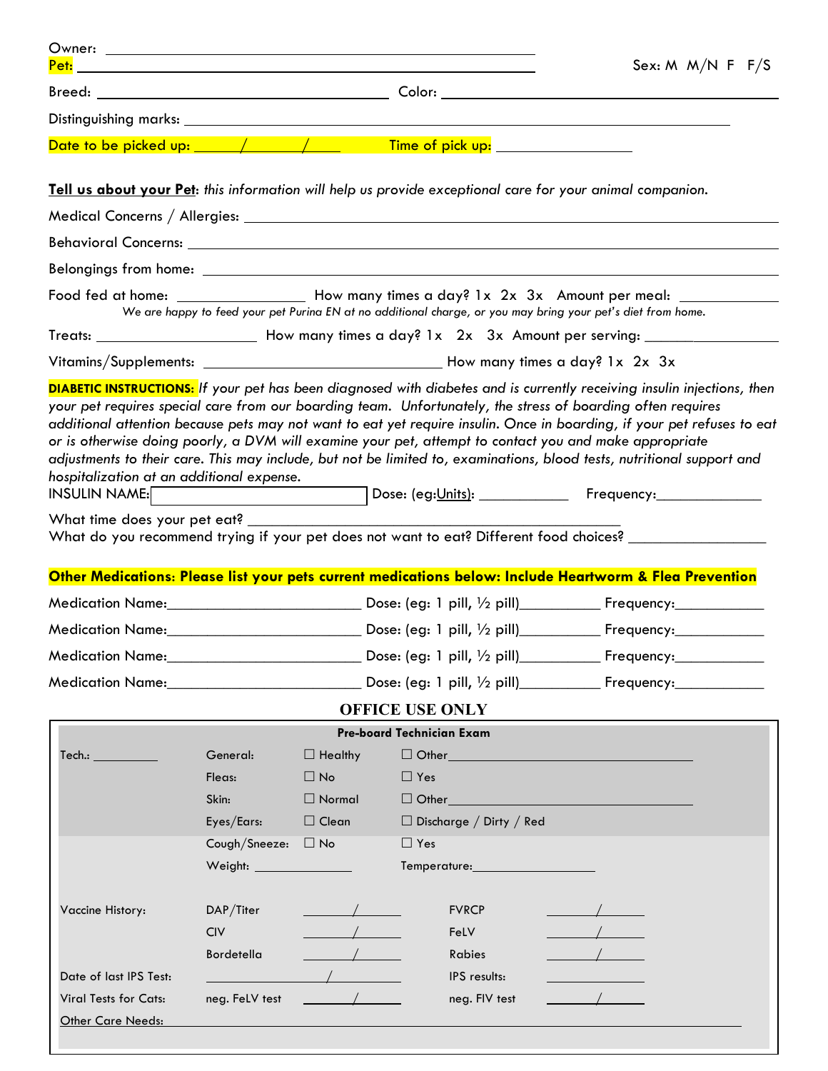Owner: ______________________________________________

**Pet:** ______________________________________________ Sex: M M/N F F/S

Breed: ______________________ Color: ______________________

Distinguishing marks: ______________________________________________

**Date to be picked up:** _____/_____/_____ **Time of pick up:** ______________

**Tell us about your Pet**: *this information will help us provide exceptional care for your animal companion.*

Medical Concerns / Allergies: ______________________________________________

Behavioral Concerns: ______________________________________________

Belongings from home: ______________________________________________

Food fed at home: ______________ How many times a day? 1x 2x 3x Amount per meal: ____________

*We are happy to feed your pet Purina EN at no additional charge, or you may bring your pet's diet from home.*

Treats: ________________ How many times a day? 1x 2x 3x Amount per serving: ____________

Vitamins/Supplements: ______________________ How many times a day? 1x 2x 3x

**DIABETIC INSTRUCTIONS:** *If your pet has been diagnosed with diabetes and is currently receiving insulin injections, then your pet requires special care from our boarding team. Unfortunately, the stress of boarding often requires additional attention because pets may not want to eat yet require insulin. Once in boarding, if your pet refuses to eat or is otherwise doing poorly, a DVM will examine your pet, attempt to contact you and make appropriate adjustments to their care. This may include, but not be limited to, examinations, blood tests, nutritional support and hospitalization at an additional expense.*

INSULIN NAME: ______________ Dose: (eg:Units): ____________ Frequency: ____________

What time does your pet eat? ______________________________________________

What do you recommend trying if your pet does not want to eat? Different food choices? ______________

**Other Medications: Please list your pets current medications below: Include Heartworm & Flea Prevention**

Medication Name: ______________________ Dose: (eg: 1 pill, ½ pill) __________ Frequency: __________

Medication Name: ______________________ Dose: (eg: 1 pill, ½ pill) __________ Frequency: __________

Medication Name: ______________________ Dose: (eg: 1 pill, ½ pill) __________ Frequency: __________

Medication Name: ______________________ Dose: (eg: 1 pill, ½ pill) __________ Frequency: __________

## OFFICE USE ONLY

**Pre-board Technician Exam**

| | | | | |
|---|---|---|---|---|
| Tech.: ________ | General: | ☐ Healthy | ☐ Other ____________ | |
| | Fleas: | ☐ No | ☐ Yes | |
| | Skin: | ☐ Normal | ☐ Other ____________ | |
| | Eyes/Ears: | ☐ Clean | ☐ Discharge / Dirty / Red | |
| | Cough/Sneeze: | ☐ No | ☐ Yes | |
| | Weight: __________ | | Temperature: __________ | |
| Vaccine History: | DAP/Titer | _____/_____ | FVRCP | _____/_____ |
| | CIV | _____/_____ | FeLV | _____/_____ |
| | Bordetella | _____/_____ | Rabies | _____/_____ |
| Date of last IPS Test: | _____/_____ | | IPS results: | __________ |
| Viral Tests for Cats: | neg. FeLV test | _____/_____ | neg. FIV test | _____/_____ |

Other Care Needs: ______________________________________________